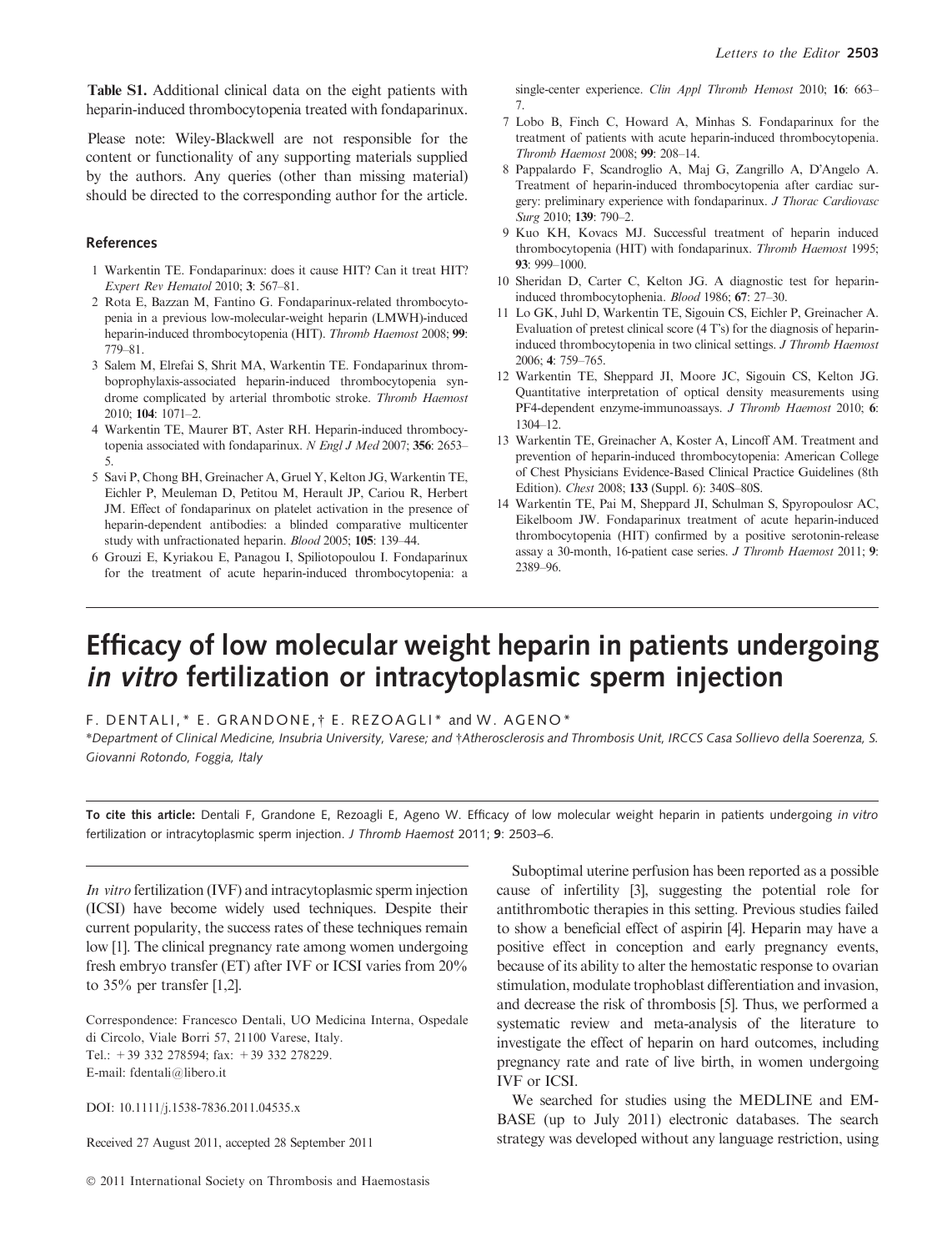**Table S1.** Additional clinical data on the eight patients with heparin-induced thrombocytopenia treated with fondaparinux.

Please note: Wiley-Blackwell are not responsible for the content or functionality of any supporting materials supplied by the authors. Any queries (other than missing material) should be directed to the corresponding author for the article.

## References

1 Warkentin TE. Fondaparinux: does it cause HIT? Can it treat HIT? *Expert Rev Hematol* 2010; **3**: 567–81.

2 Rota E, Bazzan M, Fantino G. Fondaparinux-related thrombocytopenia in a previous low-molecular-weight heparin (LMWH)-induced heparin-induced thrombocytopenia (HIT). *Thromb Haemost* 2008; **99**: 779–81.

3 Salem M, Elrefai S, Shrit MA, Warkentin TE. Fondaparinux thromboprophylaxis-associated heparin-induced thrombocytopenia syndrome complicated by arterial thrombotic stroke. *Thromb Haemost* 2010; **104**: 1071–2.

4 Warkentin TE, Maurer BT, Aster RH. Heparin-induced thrombocytopenia associated with fondaparinux. *N Engl J Med* 2007; **356**: 2653–5.

5 Savi P, Chong BH, Greinacher A, Gruel Y, Kelton JG, Warkentin TE, Eichler P, Meuleman D, Petitou M, Herault JP, Cariou R, Herbert JM. Effect of fondaparinux on platelet activation in the presence of heparin-dependent antibodies: a blinded comparative multicenter study with unfractionated heparin. *Blood* 2005; **105**: 139–44.

6 Grouzi E, Kyriakou E, Panagou I, Spiliotopoulou I. Fondaparinux for the treatment of acute heparin-induced thrombocytopenia: a single-center experience. *Clin Appl Thromb Hemost* 2010; **16**: 663–7.

7 Lobo B, Finch C, Howard A, Minhas S. Fondaparinux for the treatment of patients with acute heparin-induced thrombocytopenia. *Thromb Haemost* 2008; **99**: 208–14.

8 Pappalardo F, Scandroglio A, Maj G, Zangrillo A, D'Angelo A. Treatment of heparin-induced thrombocytopenia after cardiac surgery: preliminary experience with fondaparinux. *J Thorac Cardiovasc Surg* 2010; **139**: 790–2.

9 Kuo KH, Kovacs MJ. Successful treatment of heparin induced thrombocytopenia (HIT) with fondaparinux. *Thromb Haemost* 1995; **93**: 999–1000.

10 Sheridan D, Carter C, Kelton JG. A diagnostic test for heparin-induced thrombocytophenia. *Blood* 1986; **67**: 27–30.

11 Lo GK, Juhl D, Warkentin TE, Sigouin CS, Eichler P, Greinacher A. Evaluation of pretest clinical score (4 T's) for the diagnosis of heparin-induced thrombocytopenia in two clinical settings. *J Thromb Haemost* 2006; **4**: 759–765.

12 Warkentin TE, Sheppard JI, Moore JC, Sigouin CS, Kelton JG. Quantitative interpretation of optical density measurements using PF4-dependent enzyme-immunoassays. *J Thromb Haemost* 2010; **6**: 1304–12.

13 Warkentin TE, Greinacher A, Koster A, Lincoff AM. Treatment and prevention of heparin-induced thrombocytopenia: American College of Chest Physicians Evidence-Based Clinical Practice Guidelines (8th Edition). *Chest* 2008; **133** (Suppl. 6): 340S–80S.

14 Warkentin TE, Pai M, Sheppard JI, Schulman S, Spyropoulosr AC, Eikelboom JW. Fondaparinux treatment of acute heparin-induced thrombocytopenia (HIT) confirmed by a positive serotonin-release assay a 30-month, 16-patient case series. *J Thromb Haemost* 2011; **9**: 2389–96.

# Efficacy of low molecular weight heparin in patients undergoing *in vitro* fertilization or intracytoplasmic sperm injection

F. DENTALI,* E. GRANDONE,† E. REZOAGLI* and W. AGENO*

*Department of Clinical Medicine, Insubria University, Varese; and †Atherosclerosis and Thrombosis Unit, IRCCS Casa Sollievo della Soerenza, S. Giovanni Rotondo, Foggia, Italy

**To cite this article:** Dentali F, Grandone E, Rezoagli E, Ageno W. Efficacy of low molecular weight heparin in patients undergoing *in vitro* fertilization or intracytoplasmic sperm injection. *J Thromb Haemost* 2011; **9**: 2503–6.

*In vitro* fertilization (IVF) and intracytoplasmic sperm injection (ICSI) have become widely used techniques. Despite their current popularity, the success rates of these techniques remain low [1]. The clinical pregnancy rate among women undergoing fresh embryo transfer (ET) after IVF or ICSI varies from 20% to 35% per transfer [1,2].

Correspondence: Francesco Dentali, UO Medicina Interna, Ospedale di Circolo, Viale Borri 57, 21100 Varese, Italy.
Tel.: +39 332 278594; fax: +39 332 278229.
E-mail: fdentali@libero.it

DOI: 10.1111/j.1538-7836.2011.04535.x

Received 27 August 2011, accepted 28 September 2011

Suboptimal uterine perfusion has been reported as a possible cause of infertility [3], suggesting the potential role for antithrombotic therapies in this setting. Previous studies failed to show a beneficial effect of aspirin [4]. Heparin may have a positive effect in conception and early pregnancy events, because of its ability to alter the hemostatic response to ovarian stimulation, modulate trophoblast differentiation and invasion, and decrease the risk of thrombosis [5]. Thus, we performed a systematic review and meta-analysis of the literature to investigate the effect of heparin on hard outcomes, including pregnancy rate and rate of live birth, in women undergoing IVF or ICSI.

We searched for studies using the MEDLINE and EMBASE (up to July 2011) electronic databases. The search strategy was developed without any language restriction, using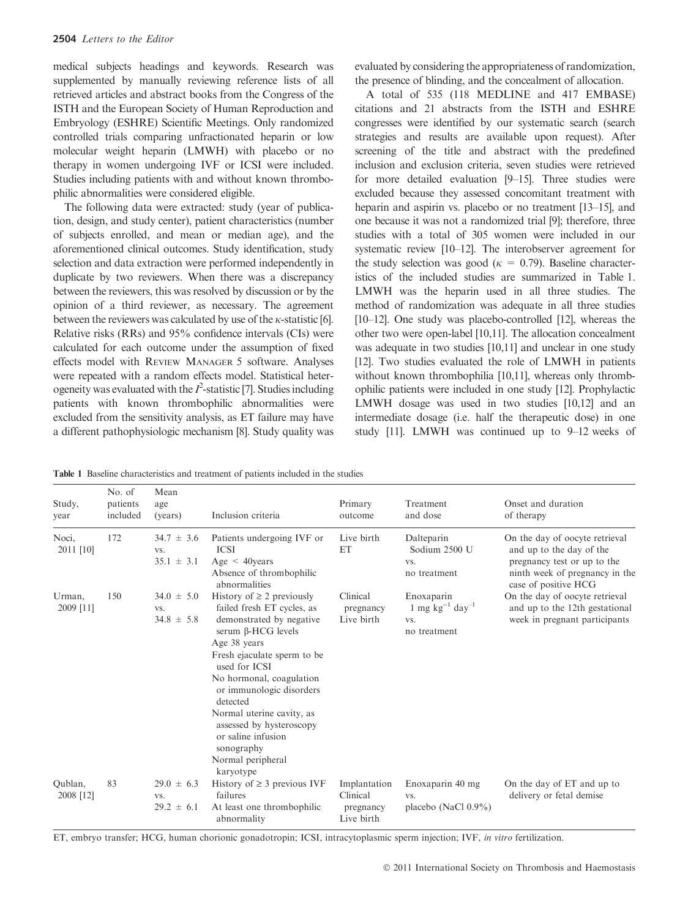medical subjects headings and keywords. Research was supplemented by manually reviewing reference lists of all retrieved articles and abstract books from the Congress of the ISTH and the European Society of Human Reproduction and Embryology (ESHRE) Scientific Meetings. Only randomized controlled trials comparing unfractionated heparin or low molecular weight heparin (LMWH) with placebo or no therapy in women undergoing IVF or ICSI were included. Studies including patients with and without known thrombophilic abnormalities were considered eligible.

The following data were extracted: study (year of publication, design, and study center), patient characteristics (number of subjects enrolled, and mean or median age), and the aforementioned clinical outcomes. Study identification, study selection and data extraction were performed independently in duplicate by two reviewers. When there was a discrepancy between the reviewers, this was resolved by discussion or by the opinion of a third reviewer, as necessary. The agreement between the reviewers was calculated by use of the $\kappa$-statistic [6]. Relative risks (RRs) and 95% confidence intervals (CIs) were calculated for each outcome under the assumption of fixed effects model with REVIEW MANAGER 5 software. Analyses were repeated with a random effects model. Statistical heterogeneity was evaluated with the $I^2$-statistic [7]. Studies including patients with known thrombophilic abnormalities were excluded from the sensitivity analysis, as ET failure may have a different pathophysiologic mechanism [8]. Study quality was evaluated by considering the appropriateness of randomization, the presence of blinding, and the concealment of allocation.

A total of 535 (118 MEDLINE and 417 EMBASE) citations and 21 abstracts from the ISTH and ESHRE congresses were identified by our systematic search (search strategies and results are available upon request). After screening of the title and abstract with the predefined inclusion and exclusion criteria, seven studies were retrieved for more detailed evaluation [9–15]. Three studies were excluded because they assessed concomitant treatment with heparin and aspirin vs. placebo or no treatment [13–15], and one because it was not a randomized trial [9]; therefore, three studies with a total of 305 women were included in our systematic review [10–12]. The interobserver agreement for the study selection was good ($\kappa$ = 0.79). Baseline characteristics of the included studies are summarized in Table 1. LMWH was the heparin used in all three studies. The method of randomization was adequate in all three studies [10–12]. One study was placebo-controlled [12], whereas the other two were open-label [10,11]. The allocation concealment was adequate in two studies [10,11] and unclear in one study [12]. Two studies evaluated the role of LMWH in patients without known thrombophilia [10,11], whereas only thrombophilic patients were included in one study [12]. Prophylactic LMWH dosage was used in two studies [10,12] and an intermediate dosage (i.e. half the therapeutic dose) in one study [11]. LMWH was continued up to 9–12 weeks of

**Table 1** Baseline characteristics and treatment of patients included in the studies

| Study, year | No. of patients included | Mean age (years) | Inclusion criteria | Primary outcome | Treatment and dose | Onset and duration of therapy |
|---|---|---|---|---|---|---|
| Noci, 2011 [10] | 172 | 34.7 ± 3.6 vs. 35.1 ± 3.1 | Patients undergoing IVF or ICSI<br>Age < 40years<br>Absence of thrombophilic abnormalities | Live birth<br>ET | Dalteparin Sodium 2500 U vs. no treatment | On the day of oocyte retrieval and up to the day of the pregnancy test or up to the ninth week of pregnancy in the case of positive HCG |
| Urman, 2009 [11] | 150 | 34.0 ± 5.0 vs. 34.8 ± 5.8 | History of ≥ 2 previously failed fresh ET cycles, as demonstrated by negative serum β-HCG levels<br>Age 38 years<br>Fresh ejaculate sperm to be used for ICSI<br>No hormonal, coagulation or immunologic disorders detected<br>Normal uterine cavity, as assessed by hysteroscopy or saline infusion sonography<br>Normal peripheral karyotype | Clinical pregnancy<br>Live birth | Enoxaparin 1 mg $kg^{-1}$ $day^{-1}$ vs. no treatment | On the day of oocyte retrieval and up to the 12th gestational week in pregnant participants |
| Qublan, 2008 [12] | 83 | 29.0 ± 6.3 vs. 29.2 ± 6.1 | History of ≥ 3 previous IVF failures<br>At least one thrombophilic abnormality | Implantation<br>Clinical pregnancy<br>Live birth | Enoxaparin 40 mg vs. placebo (NaCl 0.9%) | On the day of ET and up to delivery or fetal demise |

ET, embryo transfer; HCG, human chorionic gonadotropin; ICSI, intracytoplasmic sperm injection; IVF, *in vitro* fertilization.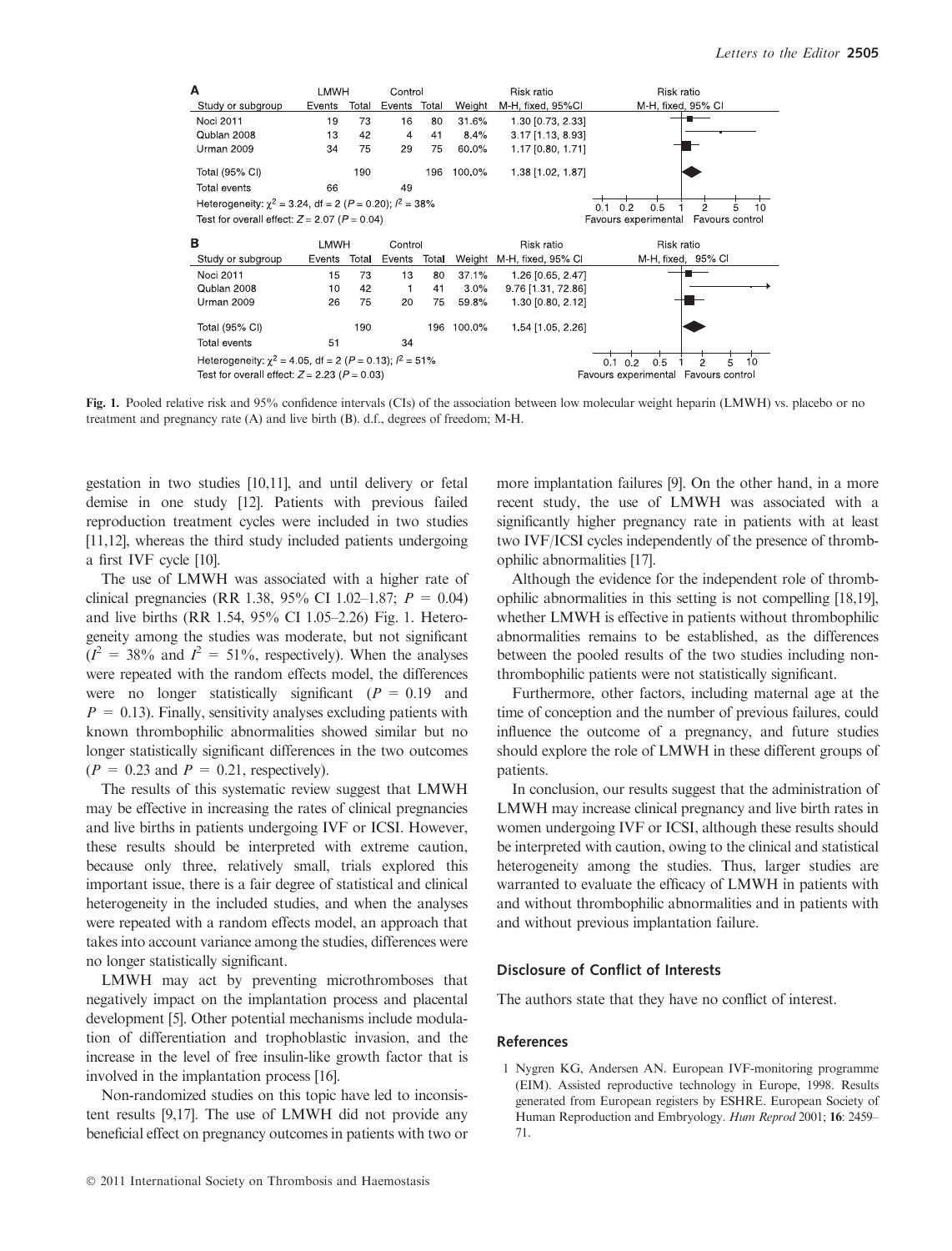**A**

| Study or subgroup | LMWH Events | LMWH Total | Control Events | Control Total | Weight | Risk ratio M-H, fixed, 95%CI |
|---|---|---|---|---|---|---|
| Noci 2011 | 19 | 73 | 16 | 80 | 31.6% | 1.30 [0.73, 2.33] |
| Qublan 2008 | 13 | 42 | 4 | 41 | 8.4% | 3.17 [1.13, 8.93] |
| Urman 2009 | 34 | 75 | 29 | 75 | 60.0% | 1.17 [0.80, 1.71] |
| Total (95% CI) | | 190 | | 196 | 100.0% | 1.38 [1.02, 1.87] |
| Total events | 66 | | 49 | | | |

Heterogeneity: $\chi^2 = 3.24$, df = 2 ($P = 0.20$); $I^2 = 38\%$
Test for overall effect: $Z = 2.07$ ($P = 0.04$)

**B**

| Study or subgroup | LMWH Events | LMWH Total | Control Events | Control Total | Weight | Risk ratio M-H, fixed, 95% CI |
|---|---|---|---|---|---|---|
| Noci 2011 | 15 | 73 | 13 | 80 | 37.1% | 1.26 [0.65, 2.47] |
| Qublan 2008 | 10 | 42 | 1 | 41 | 3.0% | 9.76 [1.31, 72.86] |
| Urman 2009 | 26 | 75 | 20 | 75 | 59.8% | 1.30 [0.80, 2.12] |
| Total (95% CI) | | 190 | | 196 | 100.0% | 1.54 [1.05, 2.26] |
| Total events | 51 | | 34 | | | |

Heterogeneity: $\chi^2 = 4.05$, df = 2 ($P = 0.13$); $I^2 = 51\%$
Test for overall effect: $Z = 2.23$ ($P = 0.03$)

**Fig. 1.** Pooled relative risk and 95% confidence intervals (CIs) of the association between low molecular weight heparin (LMWH) vs. placebo or no treatment and pregnancy rate (A) and live birth (B). d.f., degrees of freedom; M-H.

gestation in two studies [10,11], and until delivery or fetal demise in one study [12]. Patients with previous failed reproduction treatment cycles were included in two studies [11,12], whereas the third study included patients undergoing a first IVF cycle [10].

The use of LMWH was associated with a higher rate of clinical pregnancies (RR 1.38, 95% CI 1.02–1.87; $P = 0.04$) and live births (RR 1.54, 95% CI 1.05–2.26) Fig. 1. Heterogeneity among the studies was moderate, but not significant ($I^2 = 38\%$ and $I^2 = 51\%$, respectively). When the analyses were repeated with the random effects model, the differences were no longer statistically significant ($P = 0.19$ and $P = 0.13$). Finally, sensitivity analyses excluding patients with known thrombophilic abnormalities showed similar but no longer statistically significant differences in the two outcomes ($P = 0.23$ and $P = 0.21$, respectively).

The results of this systematic review suggest that LMWH may be effective in increasing the rates of clinical pregnancies and live births in patients undergoing IVF or ICSI. However, these results should be interpreted with extreme caution, because only three, relatively small, trials explored this important issue, there is a fair degree of statistical and clinical heterogeneity in the included studies, and when the analyses were repeated with a random effects model, an approach that takes into account variance among the studies, differences were no longer statistically significant.

LMWH may act by preventing microthromboses that negatively impact on the implantation process and placental development [5]. Other potential mechanisms include modulation of differentiation and trophoblastic invasion, and the increase in the level of free insulin-like growth factor that is involved in the implantation process [16].

Non-randomized studies on this topic have led to inconsistent results [9,17]. The use of LMWH did not provide any beneficial effect on pregnancy outcomes in patients with two or more implantation failures [9]. On the other hand, in a more recent study, the use of LMWH was associated with a significantly higher pregnancy rate in patients with at least two IVF/ICSI cycles independently of the presence of thrombophilic abnormalities [17].

Although the evidence for the independent role of thrombophilic abnormalities in this setting is not compelling [18,19], whether LMWH is effective in patients without thrombophilic abnormalities remains to be established, as the differences between the pooled results of the two studies including non-thrombophilic patients were not statistically significant.

Furthermore, other factors, including maternal age at the time of conception and the number of previous failures, could influence the outcome of a pregnancy, and future studies should explore the role of LMWH in these different groups of patients.

In conclusion, our results suggest that the administration of LMWH may increase clinical pregnancy and live birth rates in women undergoing IVF or ICSI, although these results should be interpreted with caution, owing to the clinical and statistical heterogeneity among the studies. Thus, larger studies are warranted to evaluate the efficacy of LMWH in patients with and without thrombophilic abnormalities and in patients with and without previous implantation failure.

## Disclosure of Conflict of Interests

The authors state that they have no conflict of interest.

## References

1 Nygren KG, Andersen AN. European IVF-monitoring programme (EIM). Assisted reproductive technology in Europe, 1998. Results generated from European registers by ESHRE. European Society of Human Reproduction and Embryology. *Hum Reprod* 2001; **16**: 2459–71.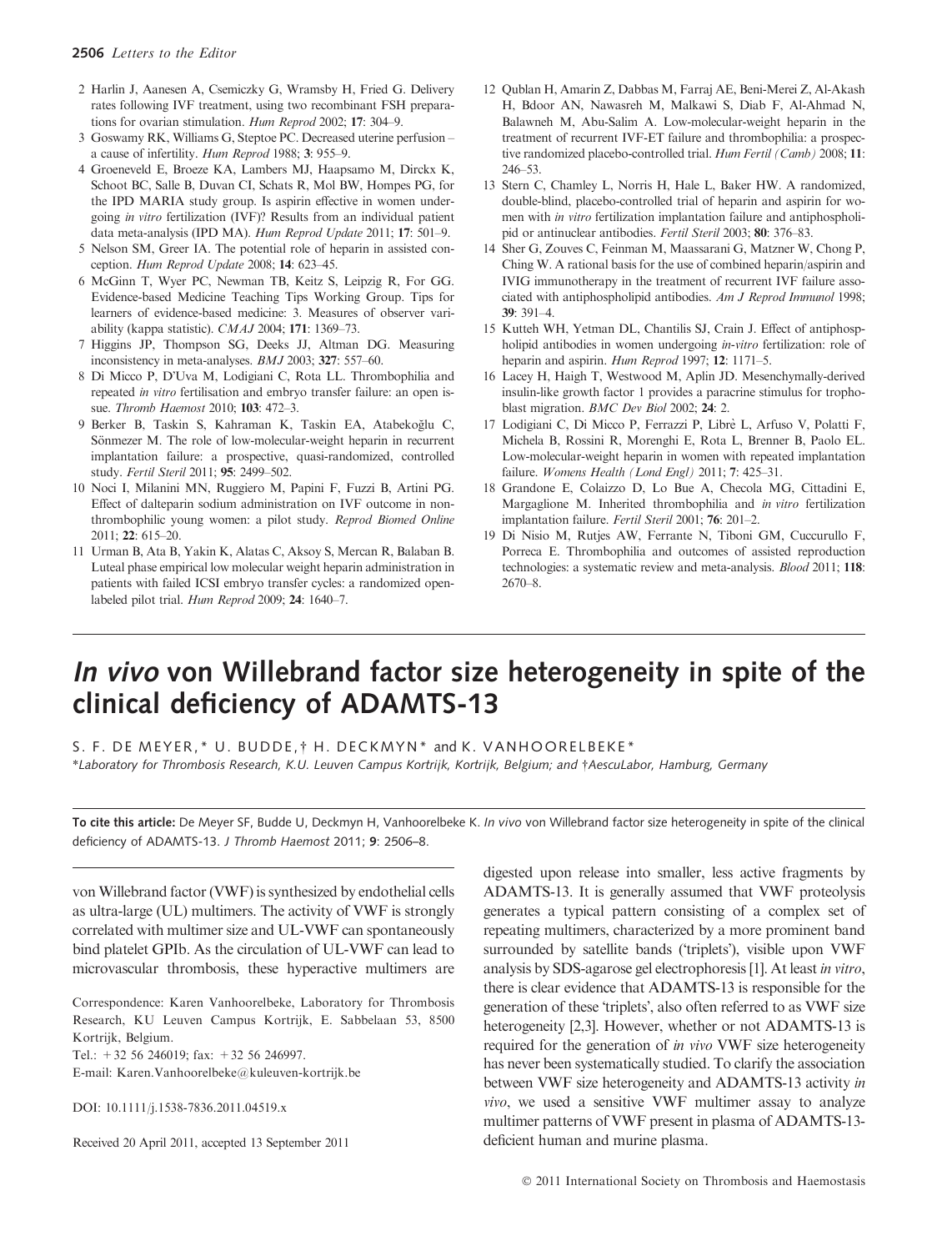2 Harlin J, Aanesen A, Csemiczky G, Wramsby H, Fried G. Delivery rates following IVF treatment, using two recombinant FSH preparations for ovarian stimulation. *Hum Reprod* 2002; **17**: 304–9.

3 Goswamy RK, Williams G, Steptoe PC. Decreased uterine perfusion – a cause of infertility. *Hum Reprod* 1988; **3**: 955–9.

4 Groeneveld E, Broeze KA, Lambers MJ, Haapsamo M, Dirckx K, Schoot BC, Salle B, Duvan CI, Schats R, Mol BW, Hompes PG, for the IPD MARIA study group. Is aspirin effective in women undergoing *in vitro* fertilization (IVF)? Results from an individual patient data meta-analysis (IPD MA). *Hum Reprod Update* 2011; **17**: 501–9.

5 Nelson SM, Greer IA. The potential role of heparin in assisted conception. *Hum Reprod Update* 2008; **14**: 623–45.

6 McGinn T, Wyer PC, Newman TB, Keitz S, Leipzig R, For GG. Evidence-based Medicine Teaching Tips Working Group. Tips for learners of evidence-based medicine: 3. Measures of observer variability (kappa statistic). *CMAJ* 2004; **171**: 1369–73.

7 Higgins JP, Thompson SG, Deeks JJ, Altman DG. Measuring inconsistency in meta-analyses. *BMJ* 2003; **327**: 557–60.

8 Di Micco P, D'Uva M, Lodigiani C, Rota LL. Thrombophilia and repeated *in vitro* fertilisation and embryo transfer failure: an open issue. *Thromb Haemost* 2010; **103**: 472–3.

9 Berker B, Taskin S, Kahraman K, Taskin EA, Atabekoğlu C, Sönmezer M. The role of low-molecular-weight heparin in recurrent implantation failure: a prospective, quasi-randomized, controlled study. *Fertil Steril* 2011; **95**: 2499–502.

10 Noci I, Milanini MN, Ruggiero M, Papini F, Fuzzi B, Artini PG. Effect of dalteparin sodium administration on IVF outcome in non-thrombophilic young women: a pilot study. *Reprod Biomed Online* 2011; **22**: 615–20.

11 Urman B, Ata B, Yakin K, Alatas C, Aksoy S, Mercan R, Balaban B. Luteal phase empirical low molecular weight heparin administration in patients with failed ICSI embryo transfer cycles: a randomized open-labeled pilot trial. *Hum Reprod* 2009; **24**: 1640–7.

12 Qublan H, Amarin Z, Dabbas M, Farraj AE, Beni-Merei Z, Al-Akash H, Bdoor AN, Nawasreh M, Malkawi S, Diab F, Al-Ahmad N, Balawneh M, Abu-Salim A. Low-molecular-weight heparin in the treatment of recurrent IVF-ET failure and thrombophilia: a prospective randomized placebo-controlled trial. *Hum Fertil (Camb)* 2008; **11**: 246–53.

13 Stern C, Chamley L, Norris H, Hale L, Baker HW. A randomized, double-blind, placebo-controlled trial of heparin and aspirin for women with *in vitro* fertilization implantation failure and antiphospholipid or antinuclear antibodies. *Fertil Steril* 2003; **80**: 376–83.

14 Sher G, Zouves C, Feinman M, Maassarani G, Matzner W, Chong P, Ching W. A rational basis for the use of combined heparin/aspirin and IVIG immunotherapy in the treatment of recurrent IVF failure associated with antiphospholipid antibodies. *Am J Reprod Immunol* 1998; **39**: 391–4.

15 Kutteh WH, Yetman DL, Chantilis SJ, Crain J. Effect of antiphospholipid antibodies in women undergoing *in-vitro* fertilization: role of heparin and aspirin. *Hum Reprod* 1997; **12**: 1171–5.

16 Lacey H, Haigh T, Westwood M, Aplin JD. Mesenchymally-derived insulin-like growth factor 1 provides a paracrine stimulus for trophoblast migration. *BMC Dev Biol* 2002; **24**: 2.

17 Lodigiani C, Di Micco P, Ferrazzi P, Librè L, Arfuso V, Polatti F, Michela B, Rossini R, Morenghi E, Rota L, Brenner B, Paolo EL. Low-molecular-weight heparin in women with repeated implantation failure. *Womens Health (Lond Engl)* 2011; **7**: 425–31.

18 Grandone E, Colaizzo D, Lo Bue A, Checola MG, Cittadini E, Margaglione M. Inherited thrombophilia and *in vitro* fertilization implantation failure. *Fertil Steril* 2001; **76**: 201–2.

19 Di Nisio M, Rutjes AW, Ferrante N, Tiboni GM, Cuccurullo F, Porreca E. Thrombophilia and outcomes of assisted reproduction technologies: a systematic review and meta-analysis. *Blood* 2011; **118**: 2670–8.

# *In vivo* von Willebrand factor size heterogeneity in spite of the clinical deficiency of ADAMTS-13

S. F. DE MEYER,* U. BUDDE,† H. DECKMYN* and K. VANHOORELBEKE*

*Laboratory for Thrombosis Research, K.U. Leuven Campus Kortrijk, Kortrijk, Belgium; and †AescuLabor, Hamburg, Germany

**To cite this article:** De Meyer SF, Budde U, Deckmyn H, Vanhoorelbeke K. *In vivo* von Willebrand factor size heterogeneity in spite of the clinical deficiency of ADAMTS-13. *J Thromb Haemost* 2011; **9**: 2506–8.

von Willebrand factor (VWF) is synthesized by endothelial cells as ultra-large (UL) multimers. The activity of VWF is strongly correlated with multimer size and UL-VWF can spontaneously bind platelet GPIb. As the circulation of UL-VWF can lead to microvascular thrombosis, these hyperactive multimers are digested upon release into smaller, less active fragments by ADAMTS-13. It is generally assumed that VWF proteolysis generates a typical pattern consisting of a complex set of repeating multimers, characterized by a more prominent band surrounded by satellite bands ('triplets'), visible upon VWF analysis by SDS-agarose gel electrophoresis [1]. At least *in vitro*, there is clear evidence that ADAMTS-13 is responsible for the generation of these 'triplets', also often referred to as VWF size heterogeneity [2,3]. However, whether or not ADAMTS-13 is required for the generation of *in vivo* VWF size heterogeneity has never been systematically studied. To clarify the association between VWF size heterogeneity and ADAMTS-13 activity *in vivo*, we used a sensitive VWF multimer assay to analyze multimer patterns of VWF present in plasma of ADAMTS-13-deficient human and murine plasma.

Correspondence: Karen Vanhoorelbeke, Laboratory for Thrombosis Research, KU Leuven Campus Kortrijk, E. Sabbelaan 53, 8500 Kortrijk, Belgium.
Tel.: +32 56 246019; fax: +32 56 246997.
E-mail: Karen.Vanhoorelbeke@kuleuven-kortrijk.be

DOI: 10.1111/j.1538-7836.2011.04519.x

Received 20 April 2011, accepted 13 September 2011